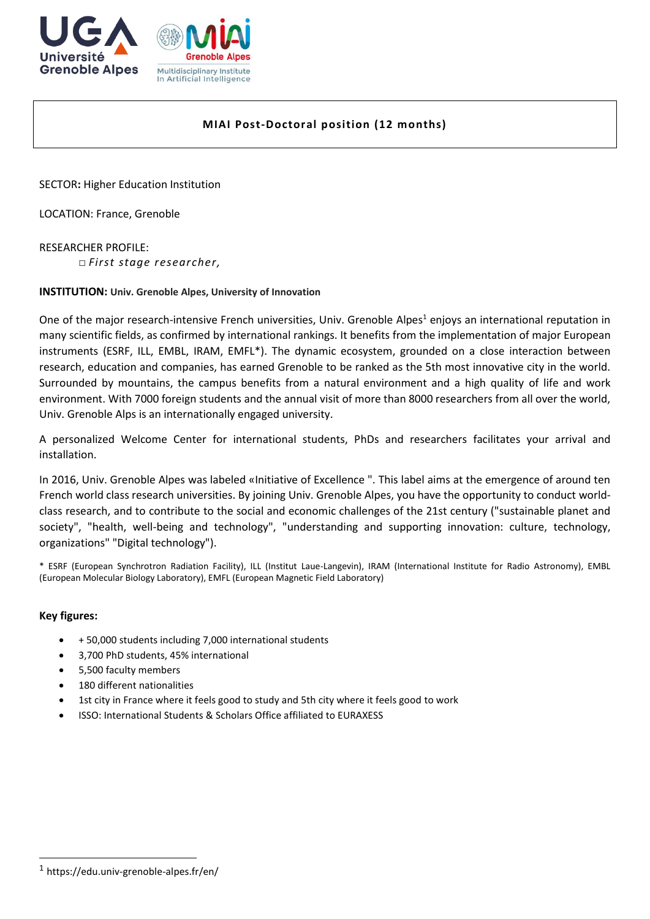**MIAI Post-Doctoral position (12 months)**

SECTOR**:** Higher Education Institution

LOCATION: France, Grenoble

RESEARCHER PROFILE:

□ *First stage researcher,*

**INSTITUTION: Univ. Grenoble Alpes, University of Innovation**

One of the major research-intensive French universities, Univ. Grenoble Alpes[1] enjoys an international reputation in many scientific fields, as confirmed by international rankings. It benefits from the implementation of major European instruments (ESRF, ILL, EMBL, IRAM, EMFL*). The dynamic ecosystem, grounded on a close interaction between research, education and companies, has earned Grenoble to be ranked as the 5th most innovative city in the world. Surrounded by mountains, the campus benefits from a natural environment and a high quality of life and work environment. With 7000 foreign students and the annual visit of more than 8000 researchers from all over the world, Univ. Grenoble Alps is an internationally engaged university.

A personalized Welcome Center for international students, PhDs and researchers facilitates your arrival and installation.

In 2016, Univ. Grenoble Alpes was labeled «Initiative of Excellence ". This label aims at the emergence of around ten French world class research universities. By joining Univ. Grenoble Alpes, you have the opportunity to conduct world-class research, and to contribute to the social and economic challenges of the 21st century ("sustainable planet and society", "health, well-being and technology", "understanding and supporting innovation: culture, technology, organizations" "Digital technology").

* ESRF (European Synchrotron Radiation Facility), ILL (Institut Laue-Langevin), IRAM (International Institute for Radio Astronomy), EMBL (European Molecular Biology Laboratory), EMFL (European Magnetic Field Laboratory)

**Key figures:**

- + 50,000 students including 7,000 international students
- 3,700 PhD students, 45% international
- 5,500 faculty members
- 180 different nationalities
- 1st city in France where it feels good to study and 5th city where it feels good to work
- ISSO: International Students & Scholars Office affiliated to EURAXESS

[1] https://edu.univ-grenoble-alpes.fr/en/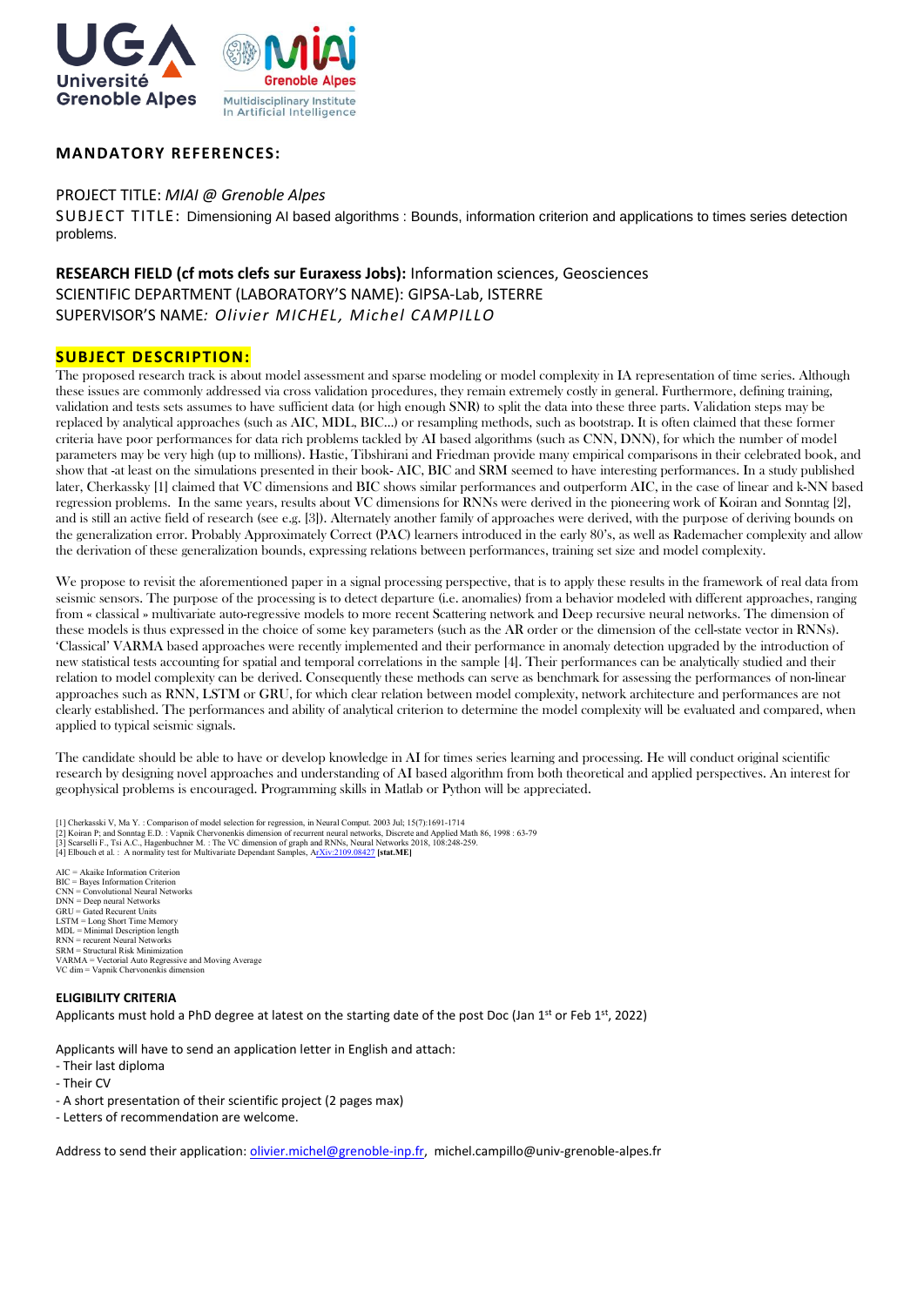## MANDATORY REFERENCES:

PROJECT TITLE: *MIAI @ Grenoble Alpes*

SUBJECT TITLE: Dimensioning AI based algorithms : Bounds, information criterion and applications to times series detection problems.

**RESEARCH FIELD (cf mots clefs sur Euraxess Jobs):** Information sciences, Geosciences

SCIENTIFIC DEPARTMENT (LABORATORY'S NAME): GIPSA-Lab, ISTERRE

SUPERVISOR'S NAME*: Olivier MICHEL, Michel CAMPILLO*

## SUBJECT DESCRIPTION:

The proposed research track is about model assessment and sparse modeling or model complexity in IA representation of time series. Although these issues are commonly addressed via cross validation procedures, they remain extremely costly in general. Furthermore, defining training, validation and tests sets assumes to have sufficient data (or high enough SNR) to split the data into these three parts. Validation steps may be replaced by analytical approaches (such as AIC, MDL, BIC…) or resampling methods, such as bootstrap. It is often claimed that these former criteria have poor performances for data rich problems tackled by AI based algorithms (such as CNN, DNN), for which the number of model parameters may be very high (up to millions). Hastie, Tibshirani and Friedman provide many empirical comparisons in their celebrated book, and show that -at least on the simulations presented in their book- AIC, BIC and SRM seemed to have interesting performances. In a study published later, Cherkassky [1] claimed that VC dimensions and BIC shows similar performances and outperform AIC, in the case of linear and k-NN based regression problems. In the same years, results about VC dimensions for RNNs were derived in the pioneering work of Koiran and Sonntag [2], and is still an active field of research (see e.g. [3]). Alternately another family of approaches were derived, with the purpose of deriving bounds on the generalization error. Probably Approximately Correct (PAC) learners introduced in the early 80's, as well as Rademacher complexity and allow the derivation of these generalization bounds, expressing relations between performances, training set size and model complexity.

We propose to revisit the aforementioned paper in a signal processing perspective, that is to apply these results in the framework of real data from seismic sensors. The purpose of the processing is to detect departure (i.e. anomalies) from a behavior modeled with different approaches, ranging from « classical » multivariate auto-regressive models to more recent Scattering network and Deep recursive neural networks. The dimension of these models is thus expressed in the choice of some key parameters (such as the AR order or the dimension of the cell-state vector in RNNs). 'Classical' VARMA based approaches were recently implemented and their performance in anomaly detection upgraded by the introduction of new statistical tests accounting for spatial and temporal correlations in the sample [4]. Their performances can be analytically studied and their relation to model complexity can be derived. Consequently these methods can serve as benchmark for assessing the performances of non-linear approaches such as RNN, LSTM or GRU, for which clear relation between model complexity, network architecture and performances are not clearly established. The performances and ability of analytical criterion to determine the model complexity will be evaluated and compared, when applied to typical seismic signals.

The candidate should be able to have or develop knowledge in AI for times series learning and processing. He will conduct original scientific research by designing novel approaches and understanding of AI based algorithm from both theoretical and applied perspectives. An interest for geophysical problems is encouraged. Programming skills in Matlab or Python will be appreciated.

[1] Cherkasski V, Ma Y. : Comparison of model selection for regression, in Neural Comput. 2003 Jul; 15(7):1691-1714
[2] Koiran P; and Sonntag E.D. : Vapnik Chervonenkis dimension of recurrent neural networks, Discrete and Applied Math 86, 1998 : 63-79
[3] Scarselli F., Tsi A.C., Hagenbuchner M. : The VC dimension of graph and RNNs, Neural Networks 2018, 108:248-259.
[4] Elbouch et al. : A normality test for Multivariate Dependant Samples, ArXiv:2109.08427 **[stat.ME]**

AIC = Akaike Information Criterion
BIC = Bayes Information Criterion
CNN = Convolutional Neural Networks
DNN = Deep neural Networks
GRU = Gated Recurent Units
LSTM = Long Short Time Memory
MDL = Minimal Description length
RNN = recurent Neural Networks
SRM = Structural Risk Minimization
VARMA = Vectorial Auto Regressive and Moving Average
VC dim = Vapnik Chervonenkis dimension

### ELIGIBILITY CRITERIA

Applicants must hold a PhD degree at latest on the starting date of the post Doc (Jan 1st or Feb 1st, 2022)

Applicants will have to send an application letter in English and attach:

- Their last diploma
- Their CV
- A short presentation of their scientific project (2 pages max)
- Letters of recommendation are welcome.

Address to send their application: olivier.michel@grenoble-inp.fr, michel.campillo@univ-grenoble-alpes.fr